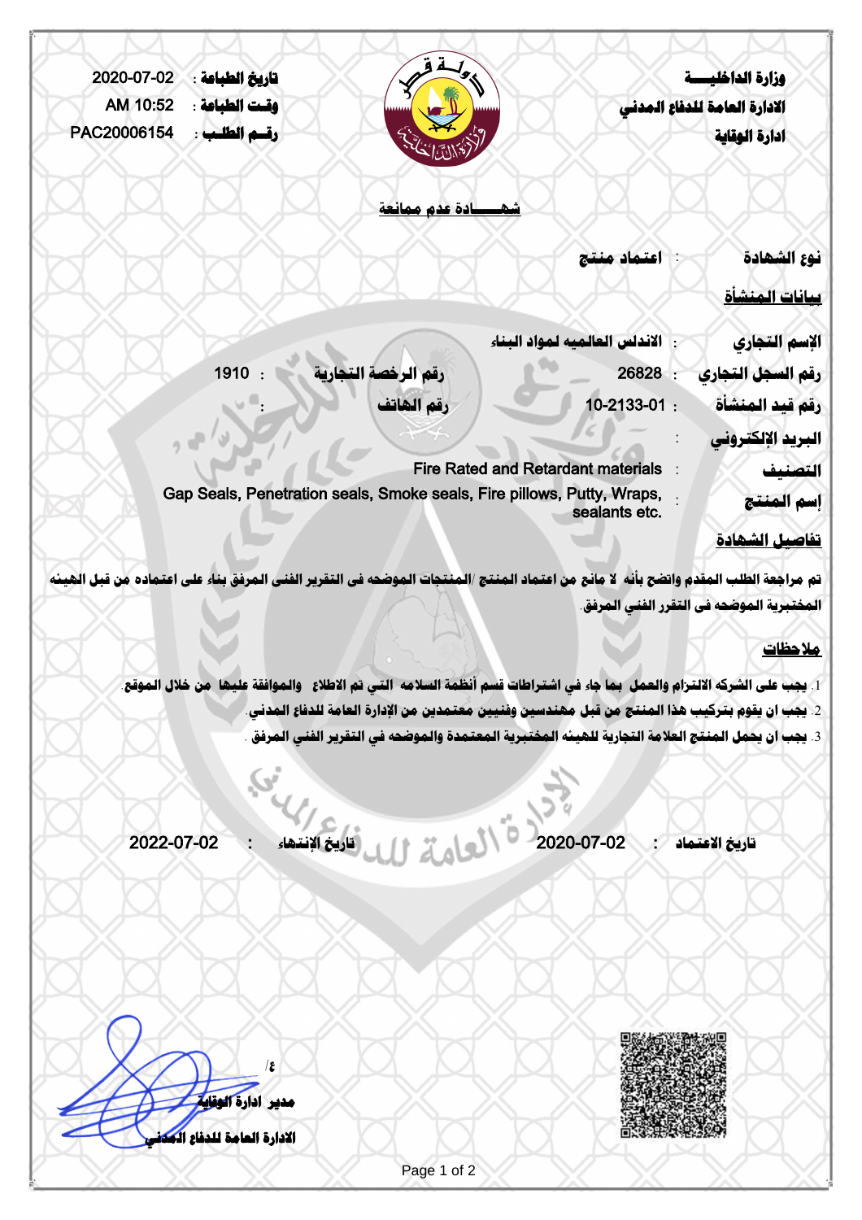وزارة الداخليـــــة
الادارة العامة للدفاع المدني
ادارة الوقاية

تاريخ الطباعة : 2020-07-02
وقت الطباعة : AM 10:52
رقم الطلب : PAC20006154

## شهـــــادة عدم ممانعة

**نوع الشهادة** : اعتماد منتج

### بيانات المنشأة

**الإسم التجاري** : الاندلس العالميه لمواد البناء

**رقم السجل التجاري** : 26828 | **رقم الرخصة التجارية** : 1910

**رقم قيد المنشأة** : 10-2133-01 | **رقم الهاتف** :

**البريد الإلكتروني** :

**التصنيف** : Fire Rated and Retardant materials

**إسم المنتج** : Gap Seals, Penetration seals, Smoke seals, Fire pillows, Putty, Wraps, sealants etc.

### تفاصيل الشهادة

تم مراجعة الطلب المقدم واتضح بأنه لا مانع من اعتماد المنتج /المنتجات الموضحه فى التقرير الفنى المرفق بناء على اعتماده من قبل الهيئه المختبرية الموضحه فى التقرر الفني المرفق.

### ملاحظات

1. يجب على الشركه الالتزام والعمل بما جاء في اشتراطات قسم أنظمة السلامه التي تم الاطلاع والموافقة عليها من خلال الموقع.
2. يجب ان يقوم بتركيب هذا المنتج من قبل مهندسين وفنيين معتمدين من الإدارة العامة للدفاع المدني.
3. يجب ان يحمل المنتج العلامة التجارية للهيئه المختبرية المعتمدة والموضحه في التقرير الفني المرفق .

**تاريخ الاعتماد** : 2020-07-02 | **تاريخ الإنتهاء** : 2022-07-02

ع/
مدير ادارة الوقاية
الادارة العامة للدفاع المدني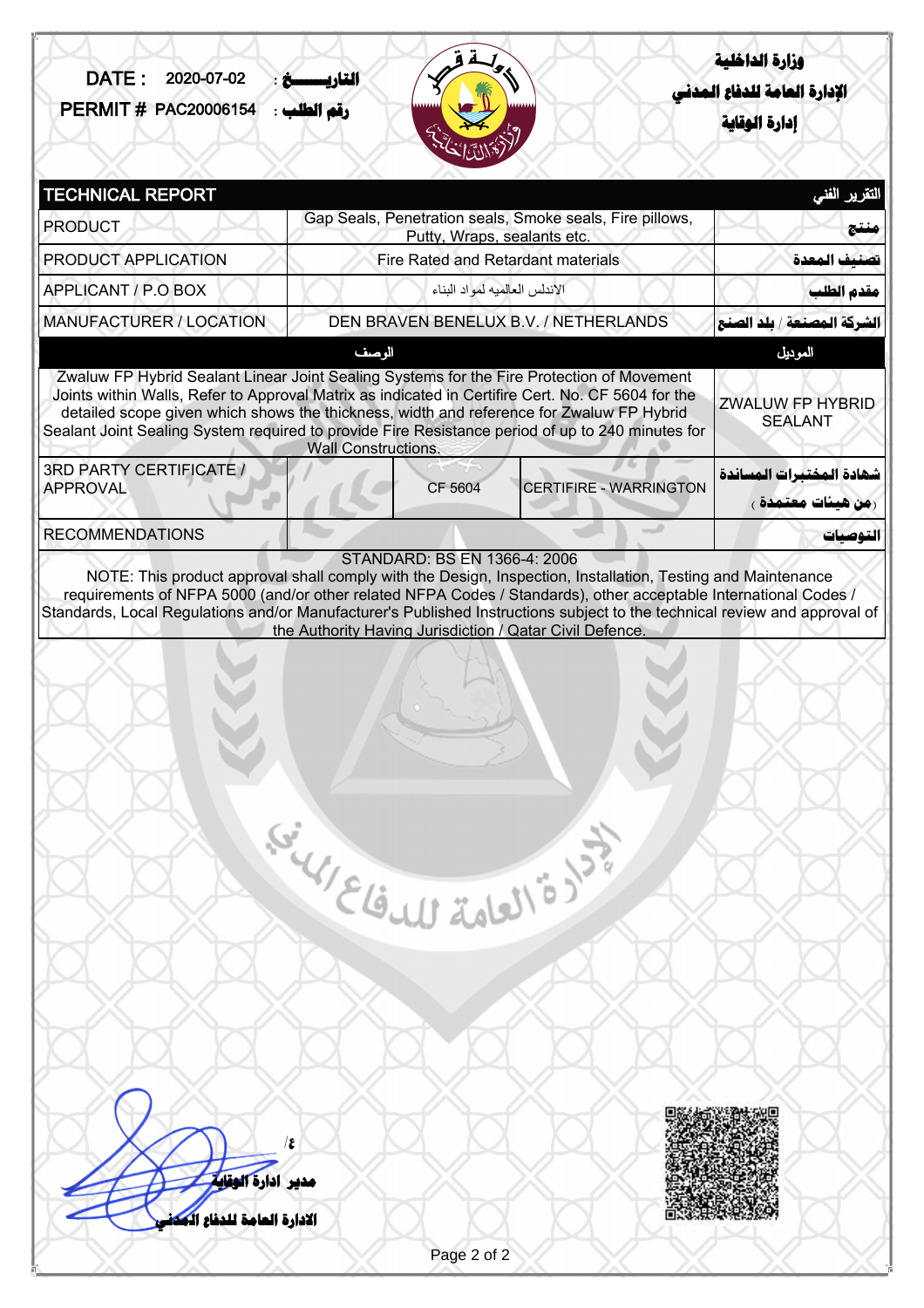DATE : 2020-07-02 : التاريـــــــخ

PERMIT # PAC20006154 : رقم الطلب

وزارة الداخلية

الإدارة العامة للدفاع المدني

إدارة الوقاية

| TECHNICAL REPORT | | | | التقرير الفني |
|---|---|---|---|---|
| PRODUCT | Gap Seals, Penetration seals, Smoke seals, Fire pillows, Putty, Wraps, sealants etc. | | | منتج |
| PRODUCT APPLICATION | Fire Rated and Retardant materials | | | تصنيف المعدة |
| APPLICANT / P.O BOX | الاندلس العالميه لمواد البناء | | | مقدم الطلب |
| MANUFACTURER / LOCATION | DEN BRAVEN BENELUX B.V. / NETHERLANDS | | | الشركة المصنعة / بلد الصنع |
| الوصف | | | | الموديل |
| Zwaluw FP Hybrid Sealant Linear Joint Sealing Systems for the Fire Protection of Movement Joints within Walls, Refer to Approval Matrix as indicated in Certifire Cert. No. CF 5604 for the detailed scope given which shows the thickness, width and reference for Zwaluw FP Hybrid Sealant Joint Sealing System required to provide Fire Resistance period of up to 240 minutes for Wall Constructions. | | | | ZWALUW FP HYBRID SEALANT |
| 3RD PARTY CERTIFICATE / APPROVAL | | CF 5604 | CERTIFIRE - WARRINGTON | شهادة المختبرات المساندة (من هيئات معتمدة) |
| RECOMMENDATIONS | | | | التوصيات |

STANDARD: BS EN 1366-4: 2006

NOTE: This product approval shall comply with the Design, Inspection, Installation, Testing and Maintenance requirements of NFPA 5000 (and/or other related NFPA Codes / Standards), other acceptable International Codes / Standards, Local Regulations and/or Manufacturer's Published Instructions subject to the technical review and approval of the Authority Having Jurisdiction / Qatar Civil Defence.

ع/

مدير ادارة الوقاية

الادارة العامة للدفاع المدني